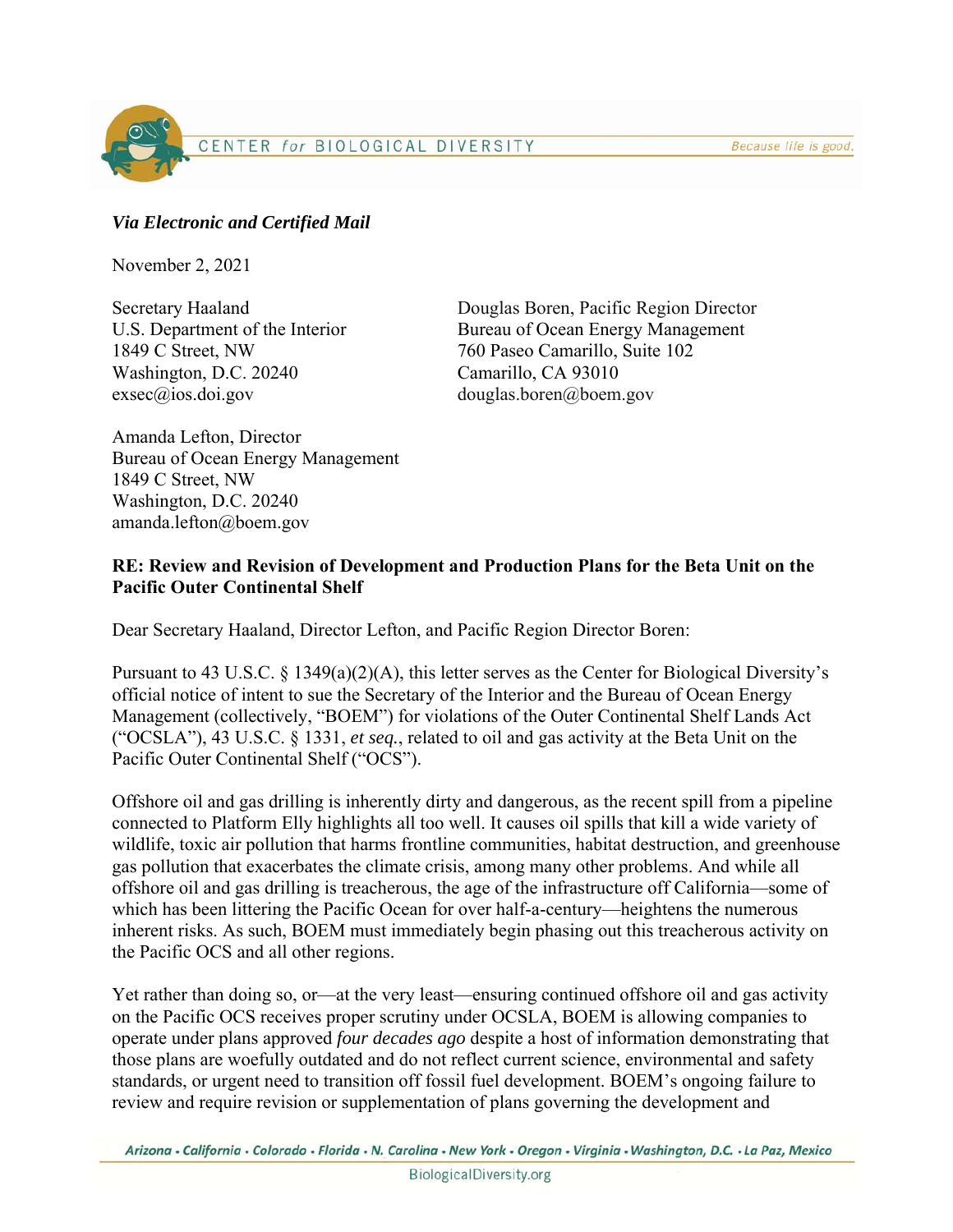*Via Electronic and Certified Mail*

November 2, 2021

Secretary Haaland
U.S. Department of the Interior
1849 C Street, NW
Washington, D.C. 20240
exsec@ios.doi.gov

Douglas Boren, Pacific Region Director
Bureau of Ocean Energy Management
760 Paseo Camarillo, Suite 102
Camarillo, CA 93010
douglas.boren@boem.gov

Amanda Lefton, Director
Bureau of Ocean Energy Management
1849 C Street, NW
Washington, D.C. 20240
amanda.lefton@boem.gov

**RE: Review and Revision of Development and Production Plans for the Beta Unit on the Pacific Outer Continental Shelf**

Dear Secretary Haaland, Director Lefton, and Pacific Region Director Boren:

Pursuant to 43 U.S.C. § 1349(a)(2)(A), this letter serves as the Center for Biological Diversity's official notice of intent to sue the Secretary of the Interior and the Bureau of Ocean Energy Management (collectively, "BOEM") for violations of the Outer Continental Shelf Lands Act ("OCSLA"), 43 U.S.C. § 1331, *et seq.*, related to oil and gas activity at the Beta Unit on the Pacific Outer Continental Shelf ("OCS").

Offshore oil and gas drilling is inherently dirty and dangerous, as the recent spill from a pipeline connected to Platform Elly highlights all too well. It causes oil spills that kill a wide variety of wildlife, toxic air pollution that harms frontline communities, habitat destruction, and greenhouse gas pollution that exacerbates the climate crisis, among many other problems. And while all offshore oil and gas drilling is treacherous, the age of the infrastructure off California—some of which has been littering the Pacific Ocean for over half-a-century—heightens the numerous inherent risks. As such, BOEM must immediately begin phasing out this treacherous activity on the Pacific OCS and all other regions.

Yet rather than doing so, or—at the very least—ensuring continued offshore oil and gas activity on the Pacific OCS receives proper scrutiny under OCSLA, BOEM is allowing companies to operate under plans approved *four decades ago* despite a host of information demonstrating that those plans are woefully outdated and do not reflect current science, environmental and safety standards, or urgent need to transition off fossil fuel development. BOEM's ongoing failure to review and require revision or supplementation of plans governing the development and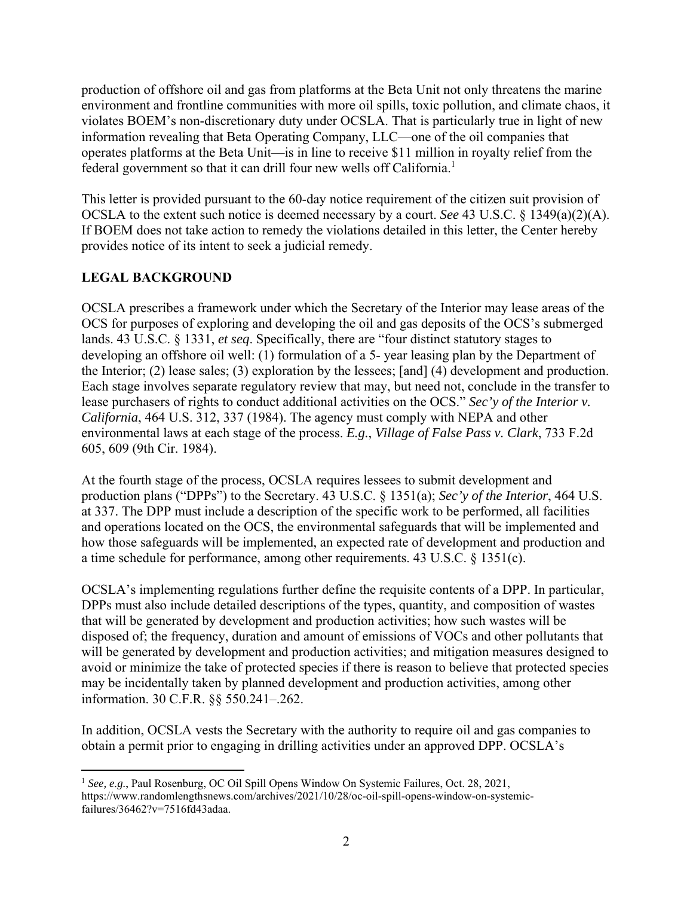production of offshore oil and gas from platforms at the Beta Unit not only threatens the marine environment and frontline communities with more oil spills, toxic pollution, and climate chaos, it violates BOEM's non-discretionary duty under OCSLA. That is particularly true in light of new information revealing that Beta Operating Company, LLC—one of the oil companies that operates platforms at the Beta Unit—is in line to receive $11 million in royalty relief from the federal government so that it can drill four new wells off California.[1]

This letter is provided pursuant to the 60-day notice requirement of the citizen suit provision of OCSLA to the extent such notice is deemed necessary by a court. *See* 43 U.S.C. § 1349(a)(2)(A). If BOEM does not take action to remedy the violations detailed in this letter, the Center hereby provides notice of its intent to seek a judicial remedy.

## LEGAL BACKGROUND

OCSLA prescribes a framework under which the Secretary of the Interior may lease areas of the OCS for purposes of exploring and developing the oil and gas deposits of the OCS's submerged lands. 43 U.S.C. § 1331, *et seq*. Specifically, there are "four distinct statutory stages to developing an offshore oil well: (1) formulation of a 5- year leasing plan by the Department of the Interior; (2) lease sales; (3) exploration by the lessees; [and] (4) development and production. Each stage involves separate regulatory review that may, but need not, conclude in the transfer to lease purchasers of rights to conduct additional activities on the OCS." *Sec'y of the Interior v. California*, 464 U.S. 312, 337 (1984). The agency must comply with NEPA and other environmental laws at each stage of the process. *E.g.*, *Village of False Pass v. Clark*, 733 F.2d 605, 609 (9th Cir. 1984).

At the fourth stage of the process, OCSLA requires lessees to submit development and production plans ("DPPs") to the Secretary. 43 U.S.C. § 1351(a); *Sec'y of the Interior*, 464 U.S. at 337. The DPP must include a description of the specific work to be performed, all facilities and operations located on the OCS, the environmental safeguards that will be implemented and how those safeguards will be implemented, an expected rate of development and production and a time schedule for performance, among other requirements. 43 U.S.C. § 1351(c).

OCSLA's implementing regulations further define the requisite contents of a DPP. In particular, DPPs must also include detailed descriptions of the types, quantity, and composition of wastes that will be generated by development and production activities; how such wastes will be disposed of; the frequency, duration and amount of emissions of VOCs and other pollutants that will be generated by development and production activities; and mitigation measures designed to avoid or minimize the take of protected species if there is reason to believe that protected species may be incidentally taken by planned development and production activities, among other information. 30 C.F.R. §§ 550.241–.262.

In addition, OCSLA vests the Secretary with the authority to require oil and gas companies to obtain a permit prior to engaging in drilling activities under an approved DPP. OCSLA's

---

[1] *See, e.g.*, Paul Rosenburg, OC Oil Spill Opens Window On Systemic Failures, Oct. 28, 2021, https://www.randomlengthsnews.com/archives/2021/10/28/oc-oil-spill-opens-window-on-systemic-failures/36462?v=7516fd43adaa.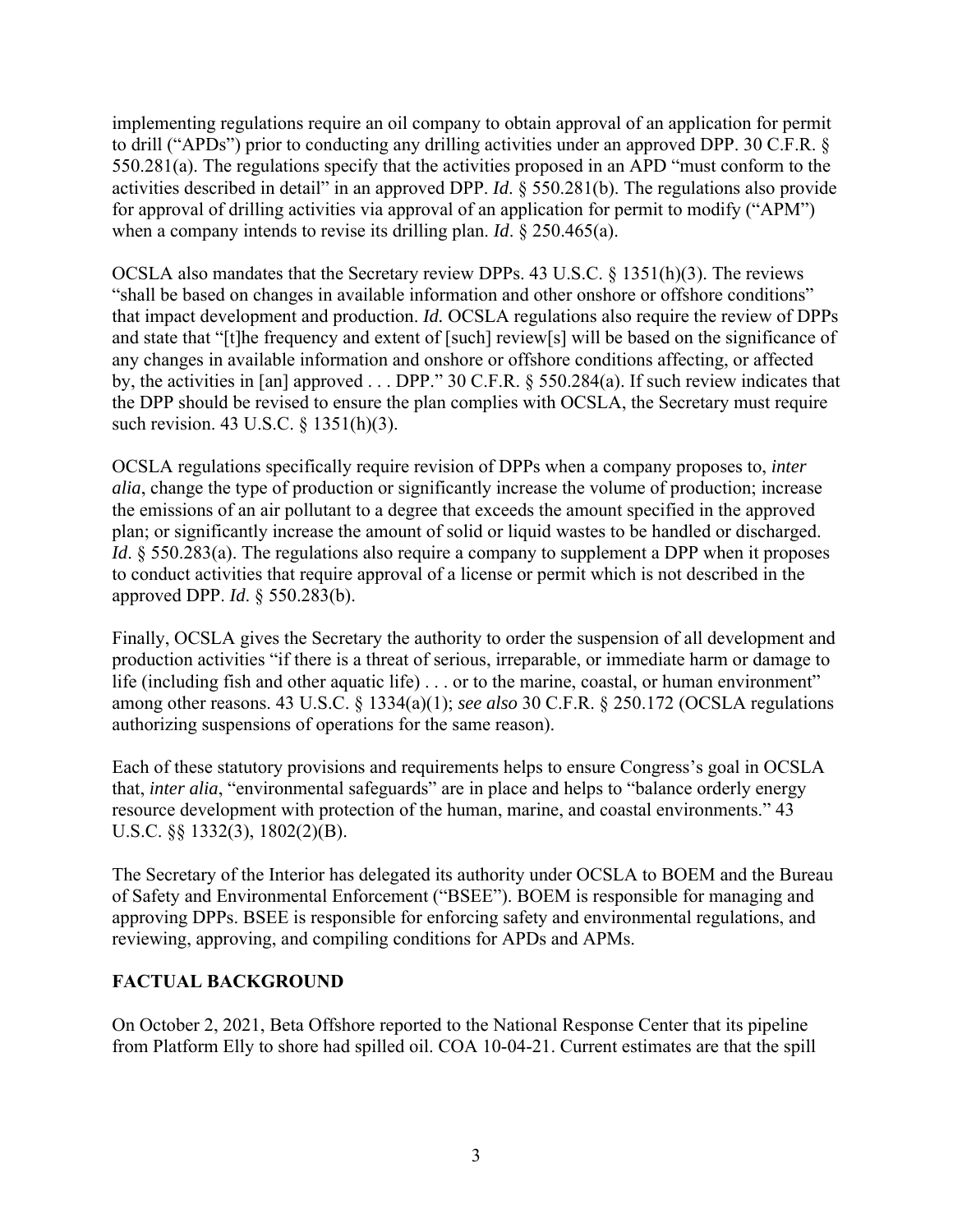implementing regulations require an oil company to obtain approval of an application for permit to drill ("APDs") prior to conducting any drilling activities under an approved DPP. 30 C.F.R. § 550.281(a). The regulations specify that the activities proposed in an APD "must conform to the activities described in detail" in an approved DPP. *Id*. § 550.281(b). The regulations also provide for approval of drilling activities via approval of an application for permit to modify ("APM") when a company intends to revise its drilling plan. *Id*. § 250.465(a).

OCSLA also mandates that the Secretary review DPPs. 43 U.S.C. § 1351(h)(3). The reviews "shall be based on changes in available information and other onshore or offshore conditions" that impact development and production. *Id.* OCSLA regulations also require the review of DPPs and state that "[t]he frequency and extent of [such] review[s] will be based on the significance of any changes in available information and onshore or offshore conditions affecting, or affected by, the activities in [an] approved . . . DPP." 30 C.F.R. § 550.284(a). If such review indicates that the DPP should be revised to ensure the plan complies with OCSLA, the Secretary must require such revision. 43 U.S.C. § 1351(h)(3).

OCSLA regulations specifically require revision of DPPs when a company proposes to, *inter alia*, change the type of production or significantly increase the volume of production; increase the emissions of an air pollutant to a degree that exceeds the amount specified in the approved plan; or significantly increase the amount of solid or liquid wastes to be handled or discharged. *Id*. § 550.283(a). The regulations also require a company to supplement a DPP when it proposes to conduct activities that require approval of a license or permit which is not described in the approved DPP. *Id*. § 550.283(b).

Finally, OCSLA gives the Secretary the authority to order the suspension of all development and production activities "if there is a threat of serious, irreparable, or immediate harm or damage to life (including fish and other aquatic life) . . . or to the marine, coastal, or human environment" among other reasons. 43 U.S.C. § 1334(a)(1); *see also* 30 C.F.R. § 250.172 (OCSLA regulations authorizing suspensions of operations for the same reason).

Each of these statutory provisions and requirements helps to ensure Congress's goal in OCSLA that, *inter alia*, "environmental safeguards" are in place and helps to "balance orderly energy resource development with protection of the human, marine, and coastal environments." 43 U.S.C. §§ 1332(3), 1802(2)(B).

The Secretary of the Interior has delegated its authority under OCSLA to BOEM and the Bureau of Safety and Environmental Enforcement ("BSEE"). BOEM is responsible for managing and approving DPPs. BSEE is responsible for enforcing safety and environmental regulations, and reviewing, approving, and compiling conditions for APDs and APMs.

## FACTUAL BACKGROUND

On October 2, 2021, Beta Offshore reported to the National Response Center that its pipeline from Platform Elly to shore had spilled oil. COA 10-04-21. Current estimates are that the spill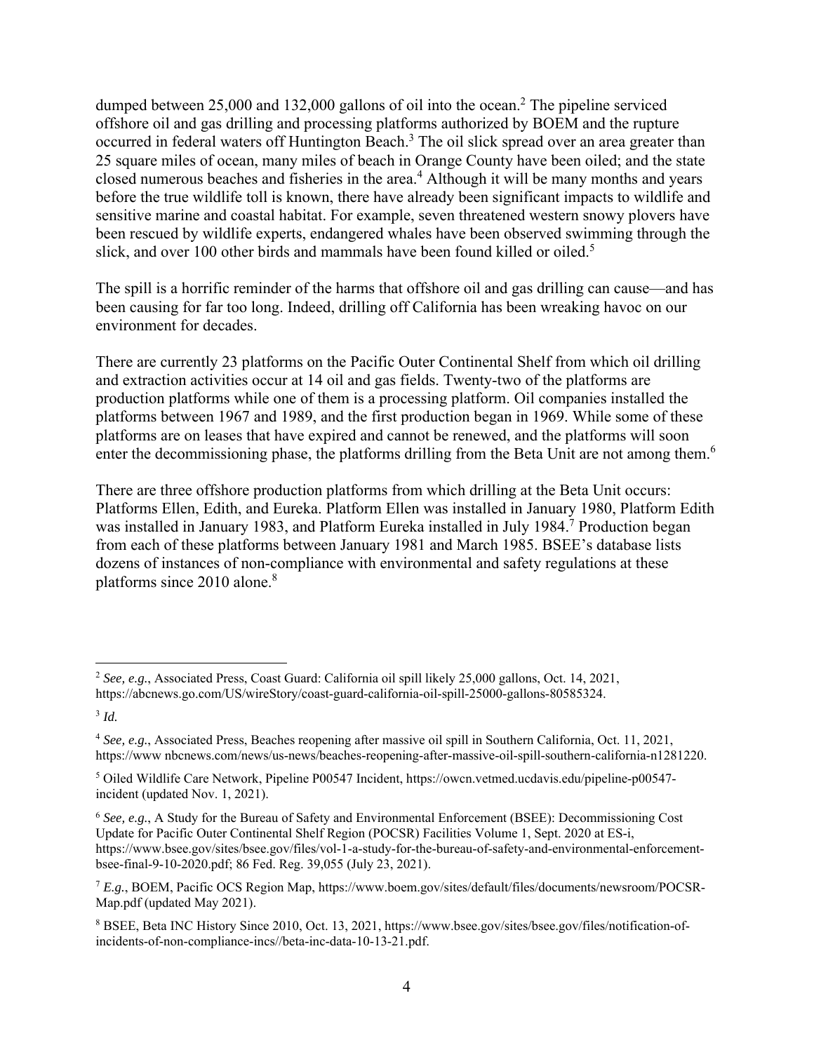dumped between 25,000 and 132,000 gallons of oil into the ocean.[2] The pipeline serviced offshore oil and gas drilling and processing platforms authorized by BOEM and the rupture occurred in federal waters off Huntington Beach.[3] The oil slick spread over an area greater than 25 square miles of ocean, many miles of beach in Orange County have been oiled; and the state closed numerous beaches and fisheries in the area.[4] Although it will be many months and years before the true wildlife toll is known, there have already been significant impacts to wildlife and sensitive marine and coastal habitat. For example, seven threatened western snowy plovers have been rescued by wildlife experts, endangered whales have been observed swimming through the slick, and over 100 other birds and mammals have been found killed or oiled.[5]

The spill is a horrific reminder of the harms that offshore oil and gas drilling can cause—and has been causing for far too long. Indeed, drilling off California has been wreaking havoc on our environment for decades.

There are currently 23 platforms on the Pacific Outer Continental Shelf from which oil drilling and extraction activities occur at 14 oil and gas fields. Twenty-two of the platforms are production platforms while one of them is a processing platform. Oil companies installed the platforms between 1967 and 1989, and the first production began in 1969. While some of these platforms are on leases that have expired and cannot be renewed, and the platforms will soon enter the decommissioning phase, the platforms drilling from the Beta Unit are not among them.[6]

There are three offshore production platforms from which drilling at the Beta Unit occurs: Platforms Ellen, Edith, and Eureka. Platform Ellen was installed in January 1980, Platform Edith was installed in January 1983, and Platform Eureka installed in July 1984.[7] Production began from each of these platforms between January 1981 and March 1985. BSEE's database lists dozens of instances of non-compliance with environmental and safety regulations at these platforms since 2010 alone.[8]

---

[2] *See, e.g.*, Associated Press, Coast Guard: California oil spill likely 25,000 gallons, Oct. 14, 2021, https://abcnews.go.com/US/wireStory/coast-guard-california-oil-spill-25000-gallons-80585324.

[3] *Id.*

[4] *See, e.g.*, Associated Press, Beaches reopening after massive oil spill in Southern California, Oct. 11, 2021, https://www nbcnews.com/news/us-news/beaches-reopening-after-massive-oil-spill-southern-california-n1281220.

[5] Oiled Wildlife Care Network, Pipeline P00547 Incident, https://owcn.vetmed.ucdavis.edu/pipeline-p00547-incident (updated Nov. 1, 2021).

[6] *See, e.g.*, A Study for the Bureau of Safety and Environmental Enforcement (BSEE): Decommissioning Cost Update for Pacific Outer Continental Shelf Region (POCSR) Facilities Volume 1, Sept. 2020 at ES-i, https://www.bsee.gov/sites/bsee.gov/files/vol-1-a-study-for-the-bureau-of-safety-and-environmental-enforcement-bsee-final-9-10-2020.pdf; 86 Fed. Reg. 39,055 (July 23, 2021).

[7] *E.g.*, BOEM, Pacific OCS Region Map, https://www.boem.gov/sites/default/files/documents/newsroom/POCSR-Map.pdf (updated May 2021).

[8] BSEE, Beta INC History Since 2010, Oct. 13, 2021, https://www.bsee.gov/sites/bsee.gov/files/notification-of-incidents-of-non-compliance-incs//beta-inc-data-10-13-21.pdf.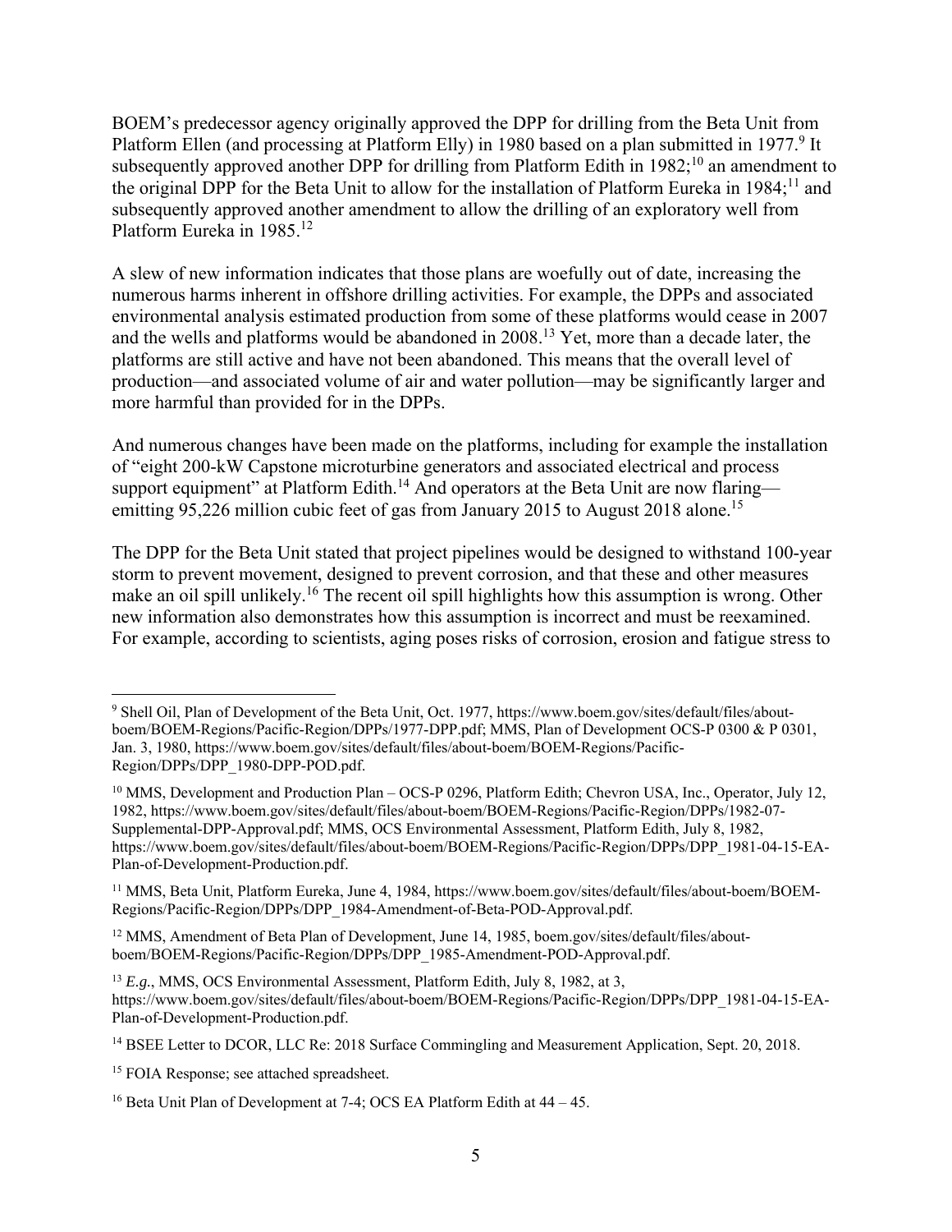BOEM's predecessor agency originally approved the DPP for drilling from the Beta Unit from Platform Ellen (and processing at Platform Elly) in 1980 based on a plan submitted in 1977.[9] It subsequently approved another DPP for drilling from Platform Edith in 1982;[10] an amendment to the original DPP for the Beta Unit to allow for the installation of Platform Eureka in 1984;[11] and subsequently approved another amendment to allow the drilling of an exploratory well from Platform Eureka in 1985.[12]

A slew of new information indicates that those plans are woefully out of date, increasing the numerous harms inherent in offshore drilling activities. For example, the DPPs and associated environmental analysis estimated production from some of these platforms would cease in 2007 and the wells and platforms would be abandoned in 2008.[13] Yet, more than a decade later, the platforms are still active and have not been abandoned. This means that the overall level of production—and associated volume of air and water pollution—may be significantly larger and more harmful than provided for in the DPPs.

And numerous changes have been made on the platforms, including for example the installation of "eight 200-kW Capstone microturbine generators and associated electrical and process support equipment" at Platform Edith.[14] And operators at the Beta Unit are now flaring—emitting 95,226 million cubic feet of gas from January 2015 to August 2018 alone.[15]

The DPP for the Beta Unit stated that project pipelines would be designed to withstand 100-year storm to prevent movement, designed to prevent corrosion, and that these and other measures make an oil spill unlikely.[16] The recent oil spill highlights how this assumption is wrong. Other new information also demonstrates how this assumption is incorrect and must be reexamined. For example, according to scientists, aging poses risks of corrosion, erosion and fatigue stress to

---

[9] Shell Oil, Plan of Development of the Beta Unit, Oct. 1977, https://www.boem.gov/sites/default/files/about-boem/BOEM-Regions/Pacific-Region/DPPs/1977-DPP.pdf; MMS, Plan of Development OCS-P 0300 & P 0301, Jan. 3, 1980, https://www.boem.gov/sites/default/files/about-boem/BOEM-Regions/Pacific-Region/DPPs/DPP_1980-DPP-POD.pdf.

[10] MMS, Development and Production Plan – OCS-P 0296, Platform Edith; Chevron USA, Inc., Operator, July 12, 1982, https://www.boem.gov/sites/default/files/about-boem/BOEM-Regions/Pacific-Region/DPPs/1982-07-Supplemental-DPP-Approval.pdf; MMS, OCS Environmental Assessment, Platform Edith, July 8, 1982, https://www.boem.gov/sites/default/files/about-boem/BOEM-Regions/Pacific-Region/DPPs/DPP_1981-04-15-EA-Plan-of-Development-Production.pdf.

[11] MMS, Beta Unit, Platform Eureka, June 4, 1984, https://www.boem.gov/sites/default/files/about-boem/BOEM-Regions/Pacific-Region/DPPs/DPP_1984-Amendment-of-Beta-POD-Approval.pdf.

[12] MMS, Amendment of Beta Plan of Development, June 14, 1985, boem.gov/sites/default/files/about-boem/BOEM-Regions/Pacific-Region/DPPs/DPP_1985-Amendment-POD-Approval.pdf.

[13] *E.g.*, MMS, OCS Environmental Assessment, Platform Edith, July 8, 1982, at 3, https://www.boem.gov/sites/default/files/about-boem/BOEM-Regions/Pacific-Region/DPPs/DPP_1981-04-15-EA-Plan-of-Development-Production.pdf.

[14] BSEE Letter to DCOR, LLC Re: 2018 Surface Commingling and Measurement Application, Sept. 20, 2018.

[15] FOIA Response; see attached spreadsheet.

[16] Beta Unit Plan of Development at 7-4; OCS EA Platform Edith at 44 – 45.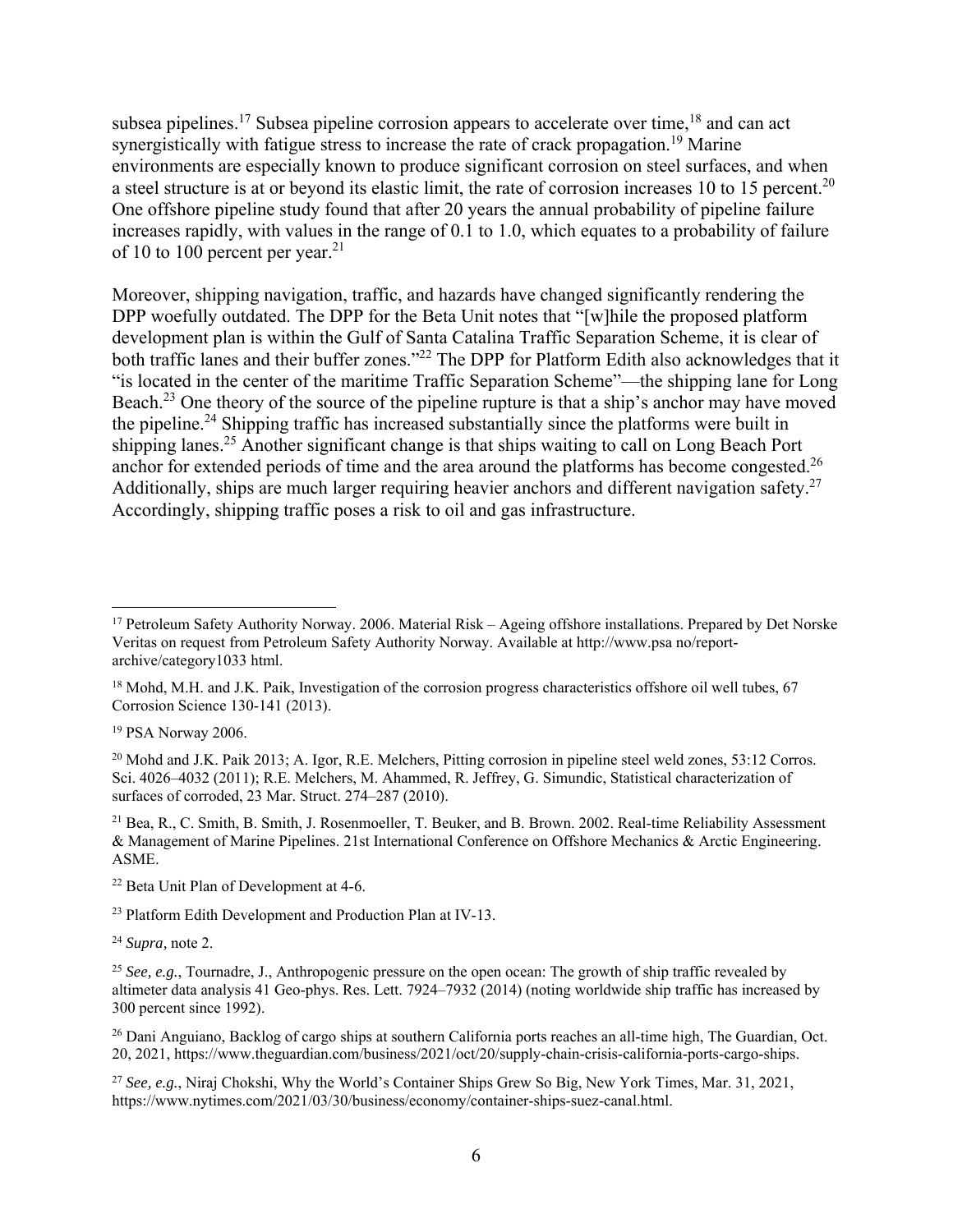subsea pipelines.[17] Subsea pipeline corrosion appears to accelerate over time,[18] and can act synergistically with fatigue stress to increase the rate of crack propagation.[19] Marine environments are especially known to produce significant corrosion on steel surfaces, and when a steel structure is at or beyond its elastic limit, the rate of corrosion increases 10 to 15 percent.[20] One offshore pipeline study found that after 20 years the annual probability of pipeline failure increases rapidly, with values in the range of 0.1 to 1.0, which equates to a probability of failure of 10 to 100 percent per year.[21]

Moreover, shipping navigation, traffic, and hazards have changed significantly rendering the DPP woefully outdated. The DPP for the Beta Unit notes that "[w]hile the proposed platform development plan is within the Gulf of Santa Catalina Traffic Separation Scheme, it is clear of both traffic lanes and their buffer zones."[22] The DPP for Platform Edith also acknowledges that it "is located in the center of the maritime Traffic Separation Scheme"—the shipping lane for Long Beach.[23] One theory of the source of the pipeline rupture is that a ship's anchor may have moved the pipeline.[24] Shipping traffic has increased substantially since the platforms were built in shipping lanes.[25] Another significant change is that ships waiting to call on Long Beach Port anchor for extended periods of time and the area around the platforms has become congested.[26] Additionally, ships are much larger requiring heavier anchors and different navigation safety.[27] Accordingly, shipping traffic poses a risk to oil and gas infrastructure.

---

[17] Petroleum Safety Authority Norway. 2006. Material Risk – Ageing offshore installations. Prepared by Det Norske Veritas on request from Petroleum Safety Authority Norway. Available at http://www.psa no/report-archive/category1033 html.

[18] Mohd, M.H. and J.K. Paik, Investigation of the corrosion progress characteristics offshore oil well tubes, 67 Corrosion Science 130-141 (2013).

[19] PSA Norway 2006.

[20] Mohd and J.K. Paik 2013; A. Igor, R.E. Melchers, Pitting corrosion in pipeline steel weld zones, 53:12 Corros. Sci. 4026–4032 (2011); R.E. Melchers, M. Ahammed, R. Jeffrey, G. Simundic, Statistical characterization of surfaces of corroded, 23 Mar. Struct. 274–287 (2010).

[21] Bea, R., C. Smith, B. Smith, J. Rosenmoeller, T. Beuker, and B. Brown. 2002. Real-time Reliability Assessment & Management of Marine Pipelines. 21st International Conference on Offshore Mechanics & Arctic Engineering. ASME.

[22] Beta Unit Plan of Development at 4-6.

[23] Platform Edith Development and Production Plan at IV-13.

[24] *Supra,* note 2.

[25] *See, e.g.*, Tournadre, J., Anthropogenic pressure on the open ocean: The growth of ship traffic revealed by altimeter data analysis 41 Geo-phys. Res. Lett. 7924–7932 (2014) (noting worldwide ship traffic has increased by 300 percent since 1992).

[26] Dani Anguiano, Backlog of cargo ships at southern California ports reaches an all-time high, The Guardian, Oct. 20, 2021, https://www.theguardian.com/business/2021/oct/20/supply-chain-crisis-california-ports-cargo-ships.

[27] *See, e.g.*, Niraj Chokshi, Why the World's Container Ships Grew So Big, New York Times, Mar. 31, 2021, https://www.nytimes.com/2021/03/30/business/economy/container-ships-suez-canal.html.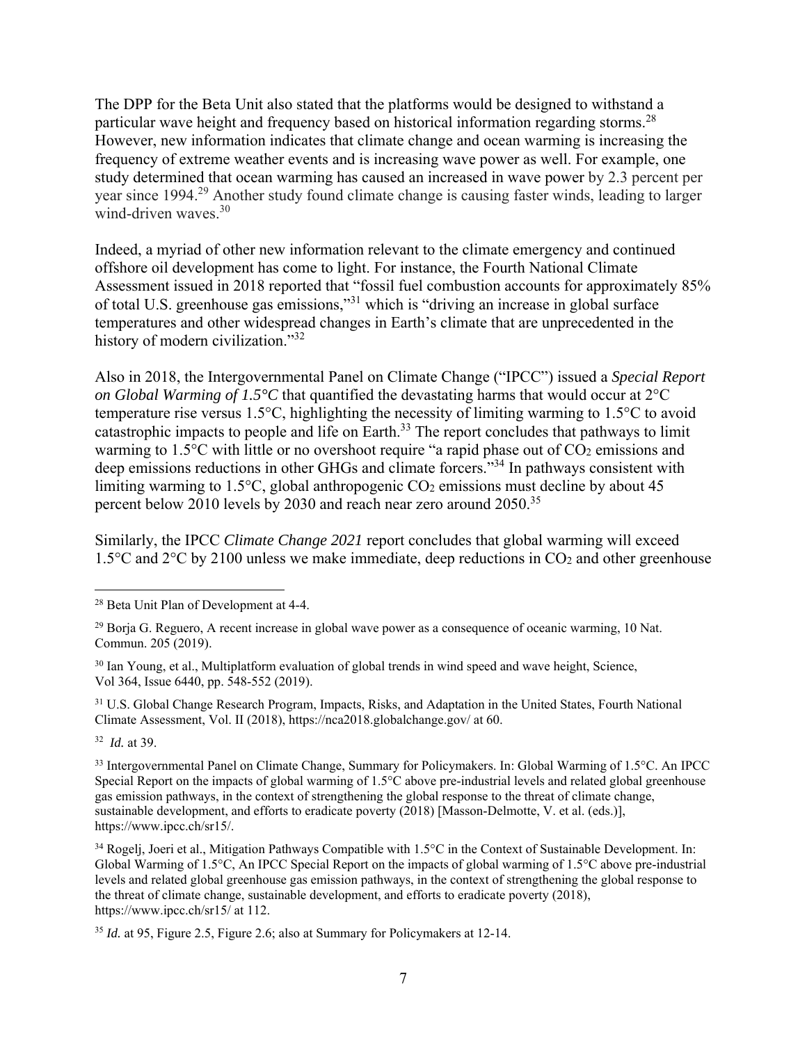The DPP for the Beta Unit also stated that the platforms would be designed to withstand a particular wave height and frequency based on historical information regarding storms.[28] However, new information indicates that climate change and ocean warming is increasing the frequency of extreme weather events and is increasing wave power as well. For example, one study determined that ocean warming has caused an increased in wave power by 2.3 percent per year since 1994.[29] Another study found climate change is causing faster winds, leading to larger wind-driven waves.[30]

Indeed, a myriad of other new information relevant to the climate emergency and continued offshore oil development has come to light. For instance, the Fourth National Climate Assessment issued in 2018 reported that "fossil fuel combustion accounts for approximately 85% of total U.S. greenhouse gas emissions,"[31] which is "driving an increase in global surface temperatures and other widespread changes in Earth's climate that are unprecedented in the history of modern civilization."[32]

Also in 2018, the Intergovernmental Panel on Climate Change ("IPCC") issued a *Special Report on Global Warming of 1.5°C* that quantified the devastating harms that would occur at 2°C temperature rise versus 1.5°C, highlighting the necessity of limiting warming to 1.5°C to avoid catastrophic impacts to people and life on Earth.[33] The report concludes that pathways to limit warming to 1.5°C with little or no overshoot require "a rapid phase out of $CO_2$ emissions and deep emissions reductions in other GHGs and climate forcers."[34] In pathways consistent with limiting warming to 1.5°C, global anthropogenic $CO_2$ emissions must decline by about 45 percent below 2010 levels by 2030 and reach near zero around 2050.[35]

Similarly, the IPCC *Climate Change 2021* report concludes that global warming will exceed 1.5°C and 2°C by 2100 unless we make immediate, deep reductions in $CO_2$ and other greenhouse

---

[28] Beta Unit Plan of Development at 4-4.

[29] Borja G. Reguero, A recent increase in global wave power as a consequence of oceanic warming, 10 Nat. Commun. 205 (2019).

[30] Ian Young, et al., Multiplatform evaluation of global trends in wind speed and wave height, Science, Vol 364, Issue 6440, pp. 548-552 (2019).

[31] U.S. Global Change Research Program, Impacts, Risks, and Adaptation in the United States, Fourth National Climate Assessment, Vol. II (2018), https://nca2018.globalchange.gov/ at 60.

[32] *Id.* at 39.

[33] Intergovernmental Panel on Climate Change, Summary for Policymakers. In: Global Warming of 1.5°C. An IPCC Special Report on the impacts of global warming of 1.5°C above pre-industrial levels and related global greenhouse gas emission pathways, in the context of strengthening the global response to the threat of climate change, sustainable development, and efforts to eradicate poverty (2018) [Masson-Delmotte, V. et al. (eds.)], https://www.ipcc.ch/sr15/.

[34] Rogelj, Joeri et al., Mitigation Pathways Compatible with 1.5°C in the Context of Sustainable Development. In: Global Warming of 1.5°C, An IPCC Special Report on the impacts of global warming of 1.5°C above pre-industrial levels and related global greenhouse gas emission pathways, in the context of strengthening the global response to the threat of climate change, sustainable development, and efforts to eradicate poverty (2018), https://www.ipcc.ch/sr15/ at 112.

[35] *Id.* at 95, Figure 2.5, Figure 2.6; also at Summary for Policymakers at 12-14.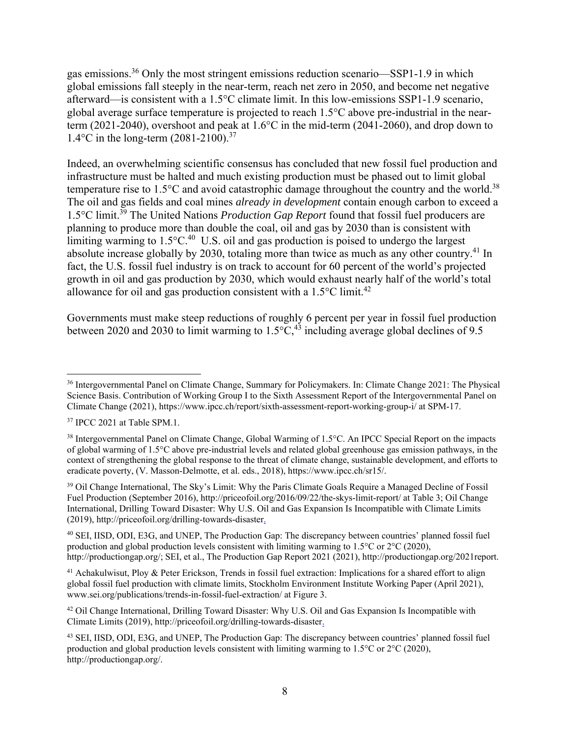gas emissions.[36] Only the most stringent emissions reduction scenario—SSP1-1.9 in which global emissions fall steeply in the near-term, reach net zero in 2050, and become net negative afterward—is consistent with a 1.5°C climate limit. In this low-emissions SSP1-1.9 scenario, global average surface temperature is projected to reach 1.5°C above pre-industrial in the near-term (2021-2040), overshoot and peak at 1.6°C in the mid-term (2041-2060), and drop down to 1.4°C in the long-term (2081-2100).[37]

Indeed, an overwhelming scientific consensus has concluded that new fossil fuel production and infrastructure must be halted and much existing production must be phased out to limit global temperature rise to 1.5°C and avoid catastrophic damage throughout the country and the world.[38] The oil and gas fields and coal mines *already in development* contain enough carbon to exceed a 1.5°C limit.[39] The United Nations *Production Gap Report* found that fossil fuel producers are planning to produce more than double the coal, oil and gas by 2030 than is consistent with limiting warming to 1.5°C.[40] U.S. oil and gas production is poised to undergo the largest absolute increase globally by 2030, totaling more than twice as much as any other country.[41] In fact, the U.S. fossil fuel industry is on track to account for 60 percent of the world's projected growth in oil and gas production by 2030, which would exhaust nearly half of the world's total allowance for oil and gas production consistent with a 1.5°C limit.[42]

Governments must make steep reductions of roughly 6 percent per year in fossil fuel production between 2020 and 2030 to limit warming to 1.5°C,[43] including average global declines of 9.5

---

[36] Intergovernmental Panel on Climate Change, Summary for Policymakers. In: Climate Change 2021: The Physical Science Basis. Contribution of Working Group I to the Sixth Assessment Report of the Intergovernmental Panel on Climate Change (2021), https://www.ipcc.ch/report/sixth-assessment-report-working-group-i/ at SPM-17.

[37] IPCC 2021 at Table SPM.1.

[38] Intergovernmental Panel on Climate Change, Global Warming of 1.5°C. An IPCC Special Report on the impacts of global warming of 1.5°C above pre-industrial levels and related global greenhouse gas emission pathways, in the context of strengthening the global response to the threat of climate change, sustainable development, and efforts to eradicate poverty, (V. Masson-Delmotte, et al. eds., 2018), https://www.ipcc.ch/sr15/.

[39] Oil Change International, The Sky's Limit: Why the Paris Climate Goals Require a Managed Decline of Fossil Fuel Production (September 2016), http://priceofoil.org/2016/09/22/the-skys-limit-report/ at Table 3; Oil Change International, Drilling Toward Disaster: Why U.S. Oil and Gas Expansion Is Incompatible with Climate Limits (2019), http://priceofoil.org/drilling-towards-disaster.

[40] SEI, IISD, ODI, E3G, and UNEP, The Production Gap: The discrepancy between countries' planned fossil fuel production and global production levels consistent with limiting warming to 1.5°C or 2°C (2020), http://productiongap.org/; SEI, et al., The Production Gap Report 2021 (2021), http://productiongap.org/2021report.

[41] Achakulwisut, Ploy & Peter Erickson, Trends in fossil fuel extraction: Implications for a shared effort to align global fossil fuel production with climate limits, Stockholm Environment Institute Working Paper (April 2021), www.sei.org/publications/trends-in-fossil-fuel-extraction/ at Figure 3.

[42] Oil Change International, Drilling Toward Disaster: Why U.S. Oil and Gas Expansion Is Incompatible with Climate Limits (2019), http://priceofoil.org/drilling-towards-disaster.

[43] SEI, IISD, ODI, E3G, and UNEP, The Production Gap: The discrepancy between countries' planned fossil fuel production and global production levels consistent with limiting warming to 1.5°C or 2°C (2020), http://productiongap.org/.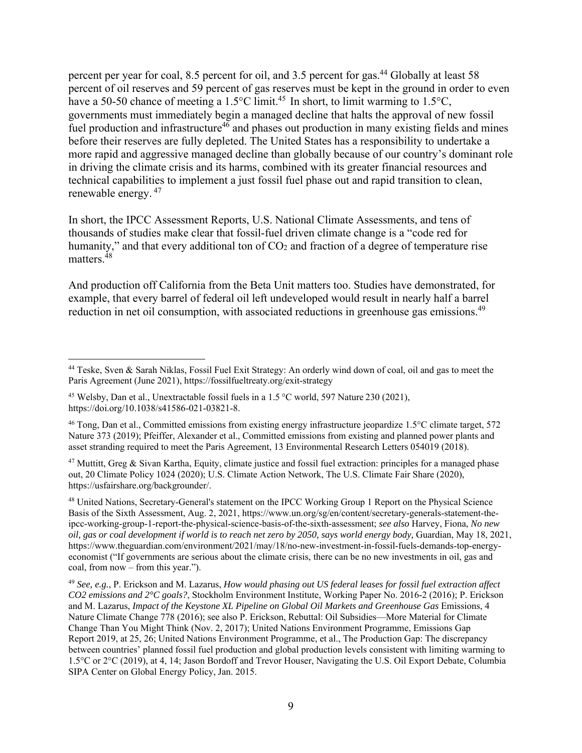percent per year for coal, 8.5 percent for oil, and 3.5 percent for gas.[44] Globally at least 58 percent of oil reserves and 59 percent of gas reserves must be kept in the ground in order to even have a 50-50 chance of meeting a 1.5°C limit.[45] In short, to limit warming to 1.5°C, governments must immediately begin a managed decline that halts the approval of new fossil fuel production and infrastructure[46] and phases out production in many existing fields and mines before their reserves are fully depleted. The United States has a responsibility to undertake a more rapid and aggressive managed decline than globally because of our country's dominant role in driving the climate crisis and its harms, combined with its greater financial resources and technical capabilities to implement a just fossil fuel phase out and rapid transition to clean, renewable energy.[47]

In short, the IPCC Assessment Reports, U.S. National Climate Assessments, and tens of thousands of studies make clear that fossil-fuel driven climate change is a "code red for humanity," and that every additional ton of $CO_2$ and fraction of a degree of temperature rise matters.[48]

And production off California from the Beta Unit matters too. Studies have demonstrated, for example, that every barrel of federal oil left undeveloped would result in nearly half a barrel reduction in net oil consumption, with associated reductions in greenhouse gas emissions.[49]

---

[44] Teske, Sven & Sarah Niklas, Fossil Fuel Exit Strategy: An orderly wind down of coal, oil and gas to meet the Paris Agreement (June 2021), https://fossilfueltreaty.org/exit-strategy

[45] Welsby, Dan et al., Unextractable fossil fuels in a 1.5 °C world, 597 Nature 230 (2021), https://doi.org/10.1038/s41586-021-03821-8.

[46] Tong, Dan et al., Committed emissions from existing energy infrastructure jeopardize 1.5°C climate target, 572 Nature 373 (2019); Pfeiffer, Alexander et al., Committed emissions from existing and planned power plants and asset stranding required to meet the Paris Agreement, 13 Environmental Research Letters 054019 (2018).

[47] Muttitt, Greg & Sivan Kartha, Equity, climate justice and fossil fuel extraction: principles for a managed phase out, 20 Climate Policy 1024 (2020); U.S. Climate Action Network, The U.S. Climate Fair Share (2020), https://usfairshare.org/backgrounder/.

[48] United Nations, Secretary-General's statement on the IPCC Working Group 1 Report on the Physical Science Basis of the Sixth Assessment, Aug. 2, 2021, https://www.un.org/sg/en/content/secretary-generals-statement-the-ipcc-working-group-1-report-the-physical-science-basis-of-the-sixth-assessment; *see also* Harvey, Fiona, *No new oil, gas or coal development if world is to reach net zero by 2050, says world energy body,* Guardian, May 18, 2021, https://www.theguardian.com/environment/2021/may/18/no-new-investment-in-fossil-fuels-demands-top-energy-economist ("If governments are serious about the climate crisis, there can be no new investments in oil, gas and coal, from now – from this year.").

[49] *See, e.g.*, P. Erickson and M. Lazarus, *How would phasing out US federal leases for fossil fuel extraction affect CO2 emissions and 2°C goals?*, Stockholm Environment Institute, Working Paper No. 2016-2 (2016); P. Erickson and M. Lazarus, *Impact of the Keystone XL Pipeline on Global Oil Markets and Greenhouse Gas* Emissions, 4 Nature Climate Change 778 (2016); see also P. Erickson, Rebuttal: Oil Subsidies—More Material for Climate Change Than You Might Think (Nov. 2, 2017); United Nations Environment Programme, Emissions Gap Report 2019, at 25, 26; United Nations Environment Programme, et al., The Production Gap: The discrepancy between countries' planned fossil fuel production and global production levels consistent with limiting warming to 1.5°C or 2°C (2019), at 4, 14; Jason Bordoff and Trevor Houser, Navigating the U.S. Oil Export Debate, Columbia SIPA Center on Global Energy Policy, Jan. 2015.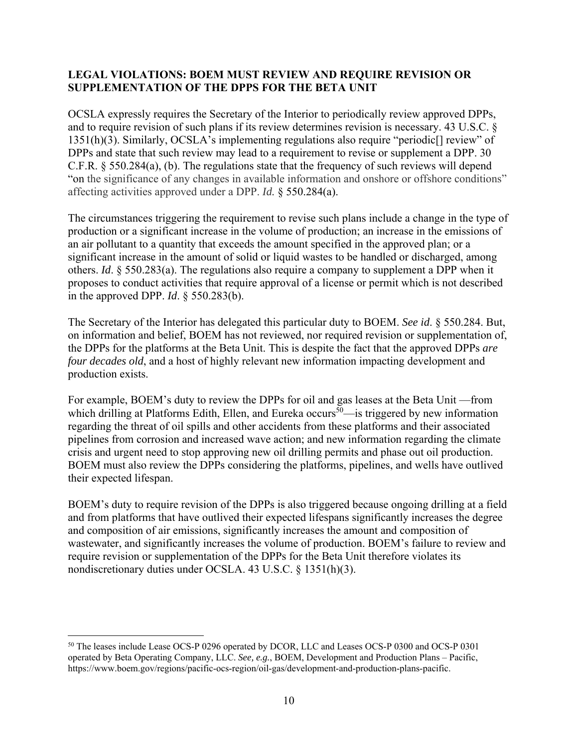**LEGAL VIOLATIONS: BOEM MUST REVIEW AND REQUIRE REVISION OR SUPPLEMENTATION OF THE DPPS FOR THE BETA UNIT**

OCSLA expressly requires the Secretary of the Interior to periodically review approved DPPs, and to require revision of such plans if its review determines revision is necessary. 43 U.S.C. § 1351(h)(3). Similarly, OCSLA's implementing regulations also require "periodic[] review" of DPPs and state that such review may lead to a requirement to revise or supplement a DPP. 30 C.F.R. § 550.284(a), (b). The regulations state that the frequency of such reviews will depend "on the significance of any changes in available information and onshore or offshore conditions" affecting activities approved under a DPP. *Id.* § 550.284(a).

The circumstances triggering the requirement to revise such plans include a change in the type of production or a significant increase in the volume of production; an increase in the emissions of an air pollutant to a quantity that exceeds the amount specified in the approved plan; or a significant increase in the amount of solid or liquid wastes to be handled or discharged, among others. *Id*. § 550.283(a). The regulations also require a company to supplement a DPP when it proposes to conduct activities that require approval of a license or permit which is not described in the approved DPP. *Id*. § 550.283(b).

The Secretary of the Interior has delegated this particular duty to BOEM. *See id*. § 550.284. But, on information and belief, BOEM has not reviewed, nor required revision or supplementation of, the DPPs for the platforms at the Beta Unit. This is despite the fact that the approved DPPs *are four decades old*, and a host of highly relevant new information impacting development and production exists.

For example, BOEM's duty to review the DPPs for oil and gas leases at the Beta Unit —from which drilling at Platforms Edith, Ellen, and Eureka occurs[50]—is triggered by new information regarding the threat of oil spills and other accidents from these platforms and their associated pipelines from corrosion and increased wave action; and new information regarding the climate crisis and urgent need to stop approving new oil drilling permits and phase out oil production. BOEM must also review the DPPs considering the platforms, pipelines, and wells have outlived their expected lifespan.

BOEM's duty to require revision of the DPPs is also triggered because ongoing drilling at a field and from platforms that have outlived their expected lifespans significantly increases the degree and composition of air emissions, significantly increases the amount and composition of wastewater, and significantly increases the volume of production. BOEM's failure to review and require revision or supplementation of the DPPs for the Beta Unit therefore violates its nondiscretionary duties under OCSLA. 43 U.S.C. § 1351(h)(3).

---

[50] The leases include Lease OCS-P 0296 operated by DCOR, LLC and Leases OCS-P 0300 and OCS-P 0301 operated by Beta Operating Company, LLC. *See, e.g.*, BOEM, Development and Production Plans – Pacific, https://www.boem.gov/regions/pacific-ocs-region/oil-gas/development-and-production-plans-pacific.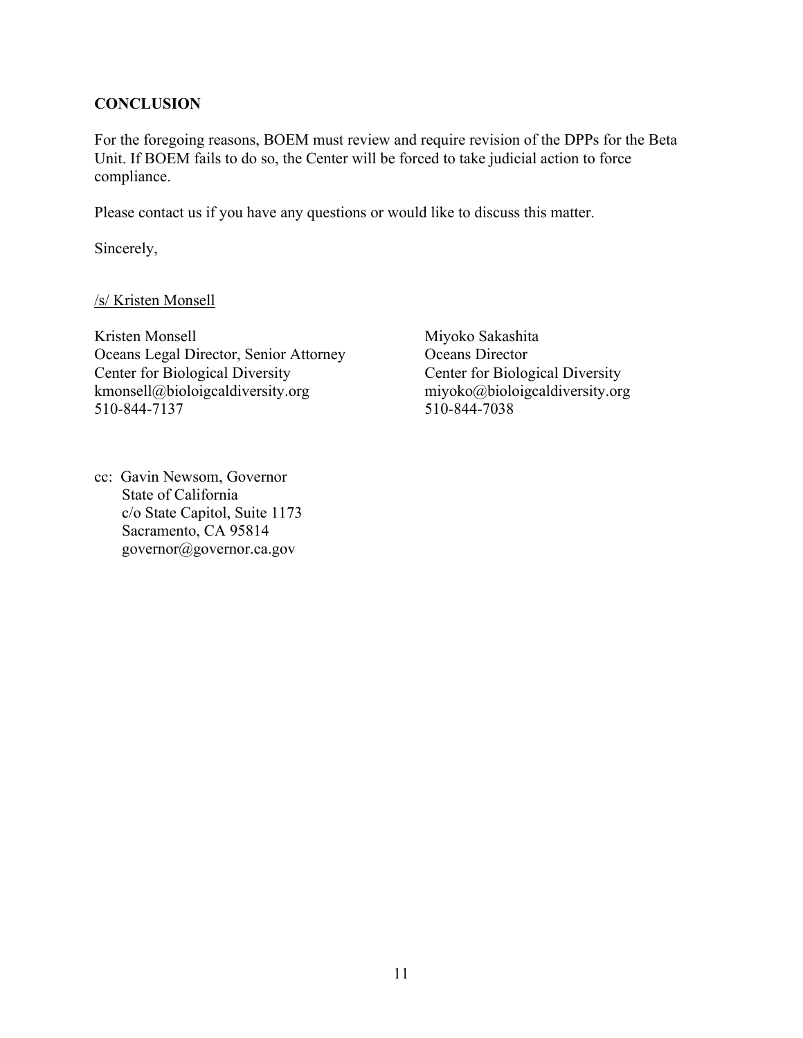**CONCLUSION**

For the foregoing reasons, BOEM must review and require revision of the DPPs for the Beta Unit. If BOEM fails to do so, the Center will be forced to take judicial action to force compliance.

Please contact us if you have any questions or would like to discuss this matter.

Sincerely,

/s/ Kristen Monsell

Kristen Monsell
Oceans Legal Director, Senior Attorney
Center for Biological Diversity
kmonsell@bioloigcaldiversity.org
510-844-7137

Miyoko Sakashita
Oceans Director
Center for Biological Diversity
miyoko@bioloigcaldiversity.org
510-844-7038

cc: Gavin Newsom, Governor
State of California
c/o State Capitol, Suite 1173
Sacramento, CA 95814
governor@governor.ca.gov